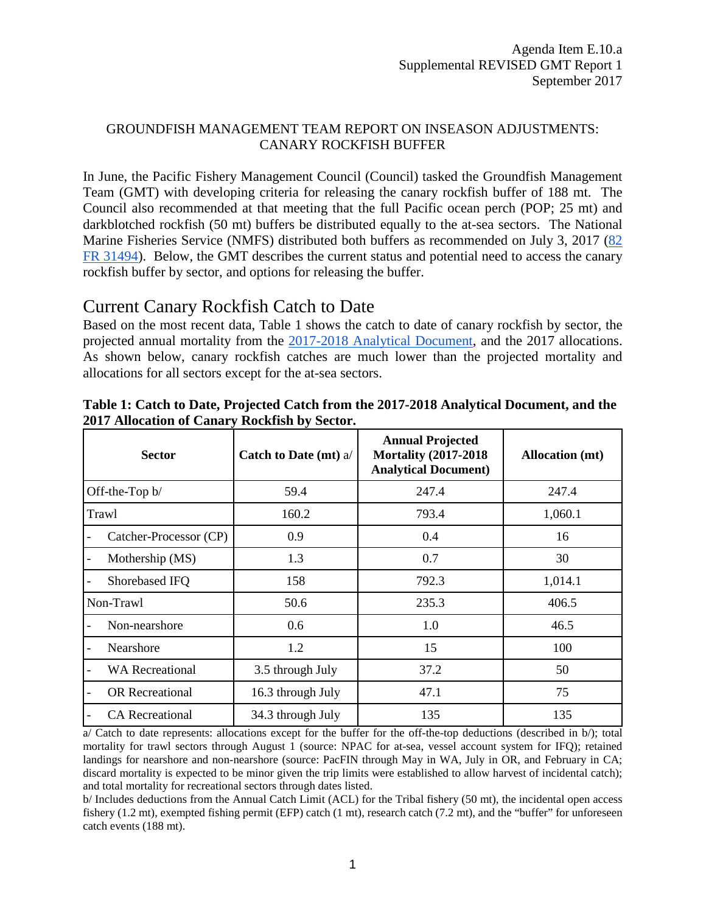Agenda Item E.10.a
Supplemental REVISED GMT Report 1
September 2017

GROUNDFISH MANAGEMENT TEAM REPORT ON INSEASON ADJUSTMENTS: CANARY ROCKFISH BUFFER

In June, the Pacific Fishery Management Council (Council) tasked the Groundfish Management Team (GMT) with developing criteria for releasing the canary rockfish buffer of 188 mt. The Council also recommended at that meeting that the full Pacific ocean perch (POP; 25 mt) and darkblotched rockfish (50 mt) buffers be distributed equally to the at-sea sectors. The National Marine Fisheries Service (NMFS) distributed both buffers as recommended on July 3, 2017 (82 FR 31494). Below, the GMT describes the current status and potential need to access the canary rockfish buffer by sector, and options for releasing the buffer.

# Current Canary Rockfish Catch to Date

Based on the most recent data, Table 1 shows the catch to date of canary rockfish by sector, the projected annual mortality from the 2017-2018 Analytical Document, and the 2017 allocations. As shown below, canary rockfish catches are much lower than the projected mortality and allocations for all sectors except for the at-sea sectors.

**Table 1: Catch to Date, Projected Catch from the 2017-2018 Analytical Document, and the 2017 Allocation of Canary Rockfish by Sector.**

| Sector | Catch to Date (mt) a/ | Annual Projected Mortality (2017-2018 Analytical Document) | Allocation (mt) |
|---|---|---|---|
| Off-the-Top b/ | 59.4 | 247.4 | 247.4 |
| Trawl | 160.2 | 793.4 | 1,060.1 |
| - Catcher-Processor (CP) | 0.9 | 0.4 | 16 |
| - Mothership (MS) | 1.3 | 0.7 | 30 |
| - Shorebased IFQ | 158 | 792.3 | 1,014.1 |
| Non-Trawl | 50.6 | 235.3 | 406.5 |
| - Non-nearshore | 0.6 | 1.0 | 46.5 |
| - Nearshore | 1.2 | 15 | 100 |
| - WA Recreational | 3.5 through July | 37.2 | 50 |
| - OR Recreational | 16.3 through July | 47.1 | 75 |
| - CA Recreational | 34.3 through July | 135 | 135 |

a/ Catch to date represents: allocations except for the buffer for the off-the-top deductions (described in b/); total mortality for trawl sectors through August 1 (source: NPAC for at-sea, vessel account system for IFQ); retained landings for nearshore and non-nearshore (source: PacFIN through May in WA, July in OR, and February in CA; discard mortality is expected to be minor given the trip limits were established to allow harvest of incidental catch); and total mortality for recreational sectors through dates listed.

b/ Includes deductions from the Annual Catch Limit (ACL) for the Tribal fishery (50 mt), the incidental open access fishery (1.2 mt), exempted fishing permit (EFP) catch (1 mt), research catch (7.2 mt), and the "buffer" for unforeseen catch events (188 mt).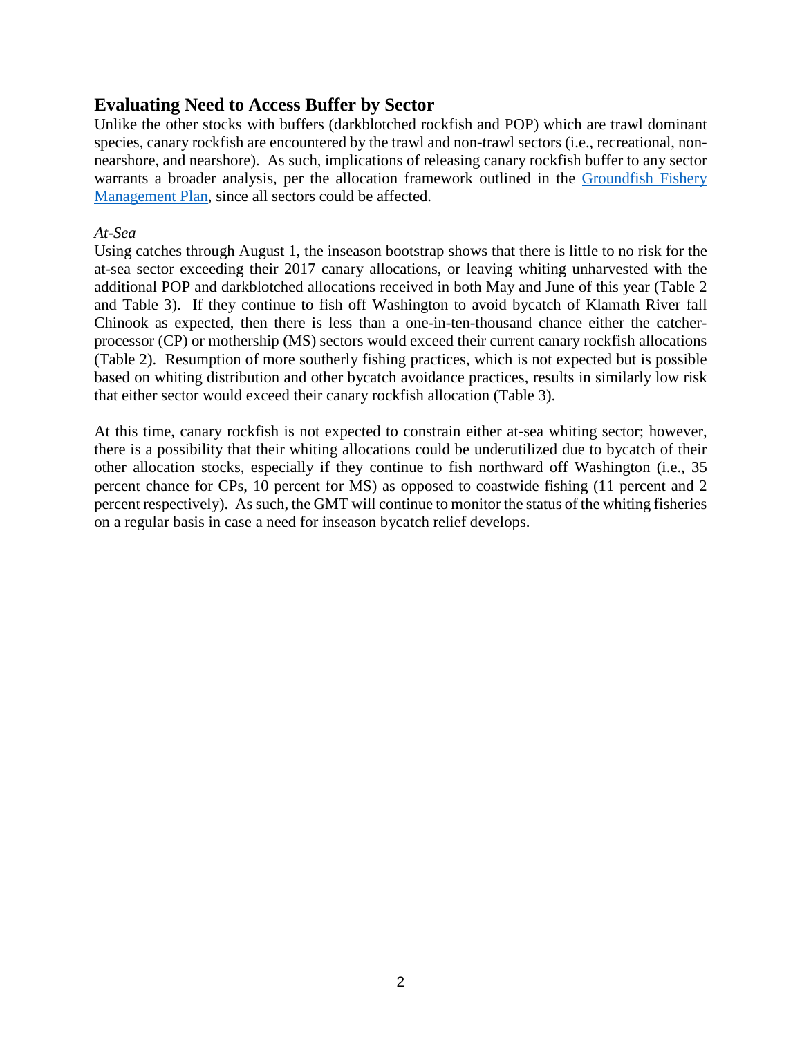## Evaluating Need to Access Buffer by Sector

Unlike the other stocks with buffers (darkblotched rockfish and POP) which are trawl dominant species, canary rockfish are encountered by the trawl and non-trawl sectors (i.e., recreational, non-nearshore, and nearshore). As such, implications of releasing canary rockfish buffer to any sector warrants a broader analysis, per the allocation framework outlined in the [Groundfish Fishery Management Plan](), since all sectors could be affected.

*At-Sea*

Using catches through August 1, the inseason bootstrap shows that there is little to no risk for the at-sea sector exceeding their 2017 canary allocations, or leaving whiting unharvested with the additional POP and darkblotched allocations received in both May and June of this year (Table 2 and Table 3). If they continue to fish off Washington to avoid bycatch of Klamath River fall Chinook as expected, then there is less than a one-in-ten-thousand chance either the catcher-processor (CP) or mothership (MS) sectors would exceed their current canary rockfish allocations (Table 2). Resumption of more southerly fishing practices, which is not expected but is possible based on whiting distribution and other bycatch avoidance practices, results in similarly low risk that either sector would exceed their canary rockfish allocation (Table 3).

At this time, canary rockfish is not expected to constrain either at-sea whiting sector; however, there is a possibility that their whiting allocations could be underutilized due to bycatch of their other allocation stocks, especially if they continue to fish northward off Washington (i.e., 35 percent chance for CPs, 10 percent for MS) as opposed to coastwide fishing (11 percent and 2 percent respectively). As such, the GMT will continue to monitor the status of the whiting fisheries on a regular basis in case a need for inseason bycatch relief develops.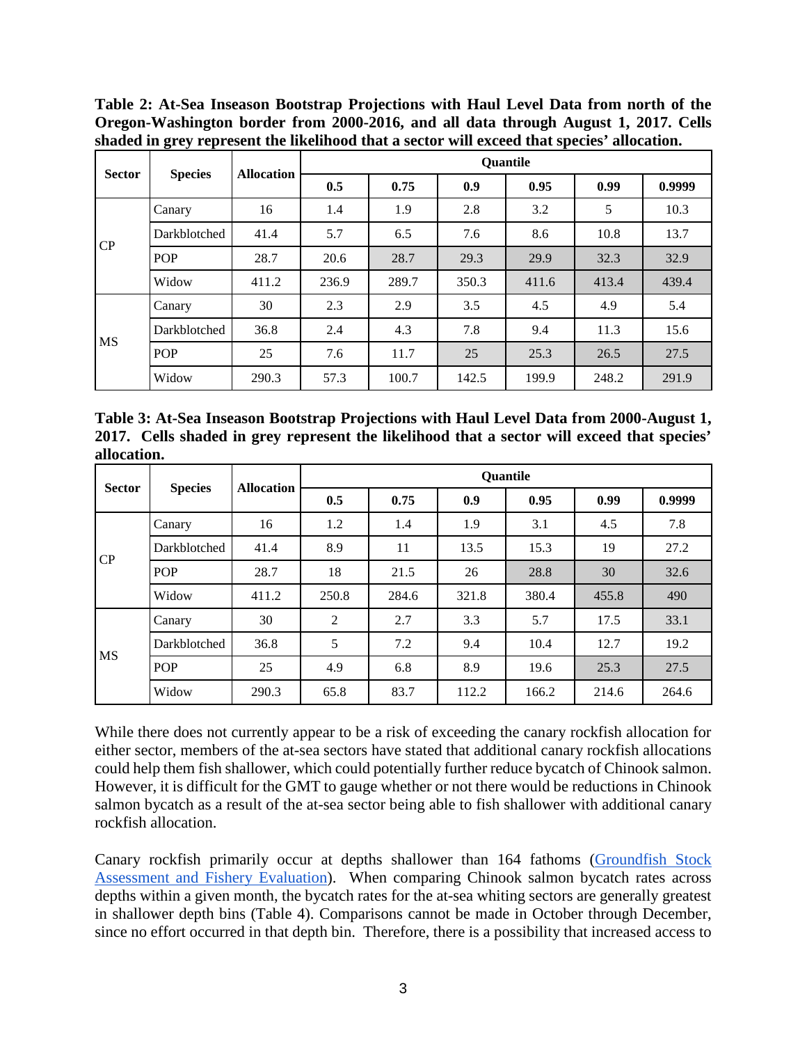**Table 2: At-Sea Inseason Bootstrap Projections with Haul Level Data from north of the Oregon-Washington border from 2000-2016, and all data through August 1, 2017. Cells shaded in grey represent the likelihood that a sector will exceed that species' allocation.**

| Sector | Species | Allocation | Quantile | | | | | |
|---|---|---|---|---|---|---|---|---|
| | | | 0.5 | 0.75 | 0.9 | 0.95 | 0.99 | 0.9999 |
| CP | Canary | 16 | 1.4 | 1.9 | 2.8 | 3.2 | 5 | 10.3 |
| | Darkblotched | 41.4 | 5.7 | 6.5 | 7.6 | 8.6 | 10.8 | 13.7 |
| | POP | 28.7 | 20.6 | 28.7 | 29.3 | 29.9 | 32.3 | 32.9 |
| | Widow | 411.2 | 236.9 | 289.7 | 350.3 | 411.6 | 413.4 | 439.4 |
| MS | Canary | 30 | 2.3 | 2.9 | 3.5 | 4.5 | 4.9 | 5.4 |
| | Darkblotched | 36.8 | 2.4 | 4.3 | 7.8 | 9.4 | 11.3 | 15.6 |
| | POP | 25 | 7.6 | 11.7 | 25 | 25.3 | 26.5 | 27.5 |
| | Widow | 290.3 | 57.3 | 100.7 | 142.5 | 199.9 | 248.2 | 291.9 |

**Table 3: At-Sea Inseason Bootstrap Projections with Haul Level Data from 2000-August 1, 2017. Cells shaded in grey represent the likelihood that a sector will exceed that species' allocation.**

| Sector | Species | Allocation | Quantile | | | | | |
|---|---|---|---|---|---|---|---|---|
| | | | 0.5 | 0.75 | 0.9 | 0.95 | 0.99 | 0.9999 |
| CP | Canary | 16 | 1.2 | 1.4 | 1.9 | 3.1 | 4.5 | 7.8 |
| | Darkblotched | 41.4 | 8.9 | 11 | 13.5 | 15.3 | 19 | 27.2 |
| | POP | 28.7 | 18 | 21.5 | 26 | 28.8 | 30 | 32.6 |
| | Widow | 411.2 | 250.8 | 284.6 | 321.8 | 380.4 | 455.8 | 490 |
| MS | Canary | 30 | 2 | 2.7 | 3.3 | 5.7 | 17.5 | 33.1 |
| | Darkblotched | 36.8 | 5 | 7.2 | 9.4 | 10.4 | 12.7 | 19.2 |
| | POP | 25 | 4.9 | 6.8 | 8.9 | 19.6 | 25.3 | 27.5 |
| | Widow | 290.3 | 65.8 | 83.7 | 112.2 | 166.2 | 214.6 | 264.6 |

While there does not currently appear to be a risk of exceeding the canary rockfish allocation for either sector, members of the at-sea sectors have stated that additional canary rockfish allocations could help them fish shallower, which could potentially further reduce bycatch of Chinook salmon. However, it is difficult for the GMT to gauge whether or not there would be reductions in Chinook salmon bycatch as a result of the at-sea sector being able to fish shallower with additional canary rockfish allocation.

Canary rockfish primarily occur at depths shallower than 164 fathoms (Groundfish Stock Assessment and Fishery Evaluation). When comparing Chinook salmon bycatch rates across depths within a given month, the bycatch rates for the at-sea whiting sectors are generally greatest in shallower depth bins (Table 4). Comparisons cannot be made in October through December, since no effort occurred in that depth bin. Therefore, there is a possibility that increased access to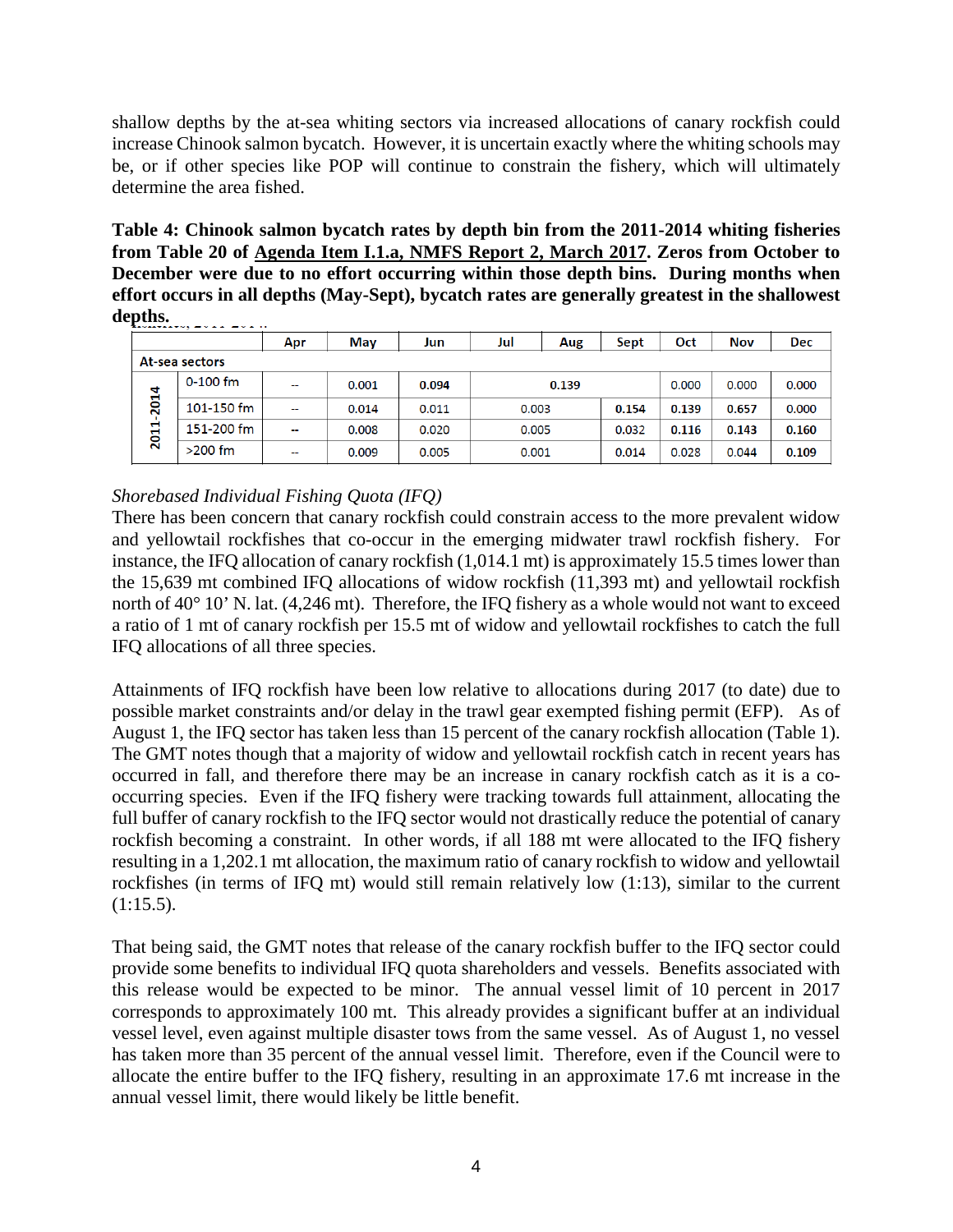shallow depths by the at-sea whiting sectors via increased allocations of canary rockfish could increase Chinook salmon bycatch. However, it is uncertain exactly where the whiting schools may be, or if other species like POP will continue to constrain the fishery, which will ultimately determine the area fished.

**Table 4: Chinook salmon bycatch rates by depth bin from the 2011-2014 whiting fisheries from Table 20 of Agenda Item I.1.a, NMFS Report 2, March 2017. Zeros from October to December were due to no effort occurring within those depth bins. During months when effort occurs in all depths (May-Sept), bycatch rates are generally greatest in the shallowest depths.**

| | | Apr | May | Jun | Jul | Aug | Sept | Oct | Nov | Dec |
|---|---|---|---|---|---|---|---|---|---|---|
| At-sea sectors | | | | | | | | | | |
| 2011-2014 | 0-100 fm | -- | 0.001 | **0.094** | **0.139** | | | 0.000 | 0.000 | 0.000 |
| | 101-150 fm | -- | 0.014 | 0.011 | 0.003 | | **0.154** | **0.139** | **0.657** | 0.000 |
| | 151-200 fm | -- | 0.008 | 0.020 | 0.005 | | 0.032 | **0.116** | **0.143** | **0.160** |
| | >200 fm | -- | 0.009 | 0.005 | 0.001 | | 0.014 | 0.028 | 0.044 | **0.109** |

*Shorebased Individual Fishing Quota (IFQ)*

There has been concern that canary rockfish could constrain access to the more prevalent widow and yellowtail rockfishes that co-occur in the emerging midwater trawl rockfish fishery. For instance, the IFQ allocation of canary rockfish (1,014.1 mt) is approximately 15.5 times lower than the 15,639 mt combined IFQ allocations of widow rockfish (11,393 mt) and yellowtail rockfish north of 40° 10' N. lat. (4,246 mt). Therefore, the IFQ fishery as a whole would not want to exceed a ratio of 1 mt of canary rockfish per 15.5 mt of widow and yellowtail rockfishes to catch the full IFQ allocations of all three species.

Attainments of IFQ rockfish have been low relative to allocations during 2017 (to date) due to possible market constraints and/or delay in the trawl gear exempted fishing permit (EFP). As of August 1, the IFQ sector has taken less than 15 percent of the canary rockfish allocation (Table 1). The GMT notes though that a majority of widow and yellowtail rockfish catch in recent years has occurred in fall, and therefore there may be an increase in canary rockfish catch as it is a co-occurring species. Even if the IFQ fishery were tracking towards full attainment, allocating the full buffer of canary rockfish to the IFQ sector would not drastically reduce the potential of canary rockfish becoming a constraint. In other words, if all 188 mt were allocated to the IFQ fishery resulting in a 1,202.1 mt allocation, the maximum ratio of canary rockfish to widow and yellowtail rockfishes (in terms of IFQ mt) would still remain relatively low (1:13), similar to the current (1:15.5).

That being said, the GMT notes that release of the canary rockfish buffer to the IFQ sector could provide some benefits to individual IFQ quota shareholders and vessels. Benefits associated with this release would be expected to be minor. The annual vessel limit of 10 percent in 2017 corresponds to approximately 100 mt. This already provides a significant buffer at an individual vessel level, even against multiple disaster tows from the same vessel. As of August 1, no vessel has taken more than 35 percent of the annual vessel limit. Therefore, even if the Council were to allocate the entire buffer to the IFQ fishery, resulting in an approximate 17.6 mt increase in the annual vessel limit, there would likely be little benefit.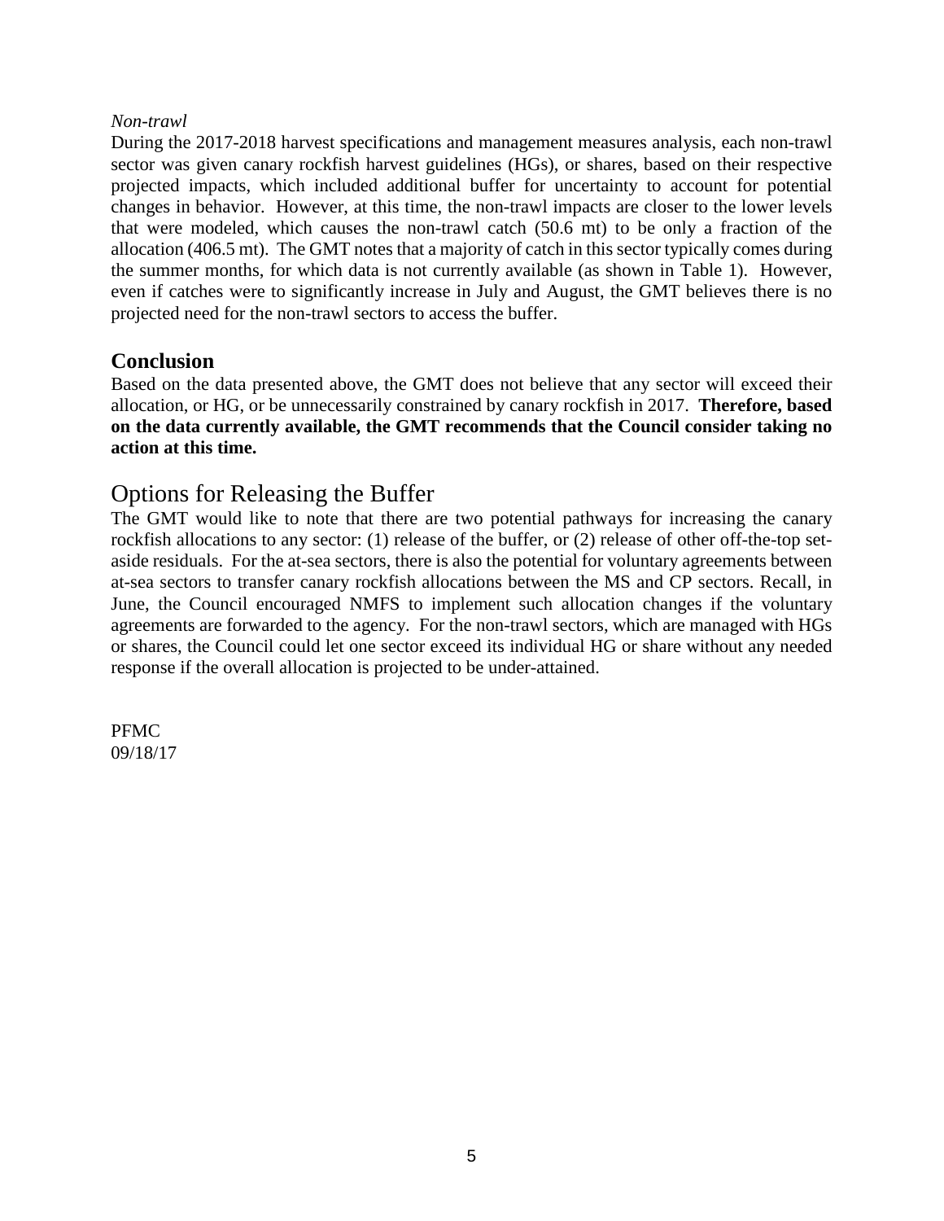*Non-trawl*

During the 2017-2018 harvest specifications and management measures analysis, each non-trawl sector was given canary rockfish harvest guidelines (HGs), or shares, based on their respective projected impacts, which included additional buffer for uncertainty to account for potential changes in behavior. However, at this time, the non-trawl impacts are closer to the lower levels that were modeled, which causes the non-trawl catch (50.6 mt) to be only a fraction of the allocation (406.5 mt). The GMT notes that a majority of catch in this sector typically comes during the summer months, for which data is not currently available (as shown in Table 1). However, even if catches were to significantly increase in July and August, the GMT believes there is no projected need for the non-trawl sectors to access the buffer.

## Conclusion

Based on the data presented above, the GMT does not believe that any sector will exceed their allocation, or HG, or be unnecessarily constrained by canary rockfish in 2017. **Therefore, based on the data currently available, the GMT recommends that the Council consider taking no action at this time.**

# Options for Releasing the Buffer

The GMT would like to note that there are two potential pathways for increasing the canary rockfish allocations to any sector: (1) release of the buffer, or (2) release of other off-the-top set-aside residuals. For the at-sea sectors, there is also the potential for voluntary agreements between at-sea sectors to transfer canary rockfish allocations between the MS and CP sectors. Recall, in June, the Council encouraged NMFS to implement such allocation changes if the voluntary agreements are forwarded to the agency. For the non-trawl sectors, which are managed with HGs or shares, the Council could let one sector exceed its individual HG or share without any needed response if the overall allocation is projected to be under-attained.

PFMC
09/18/17